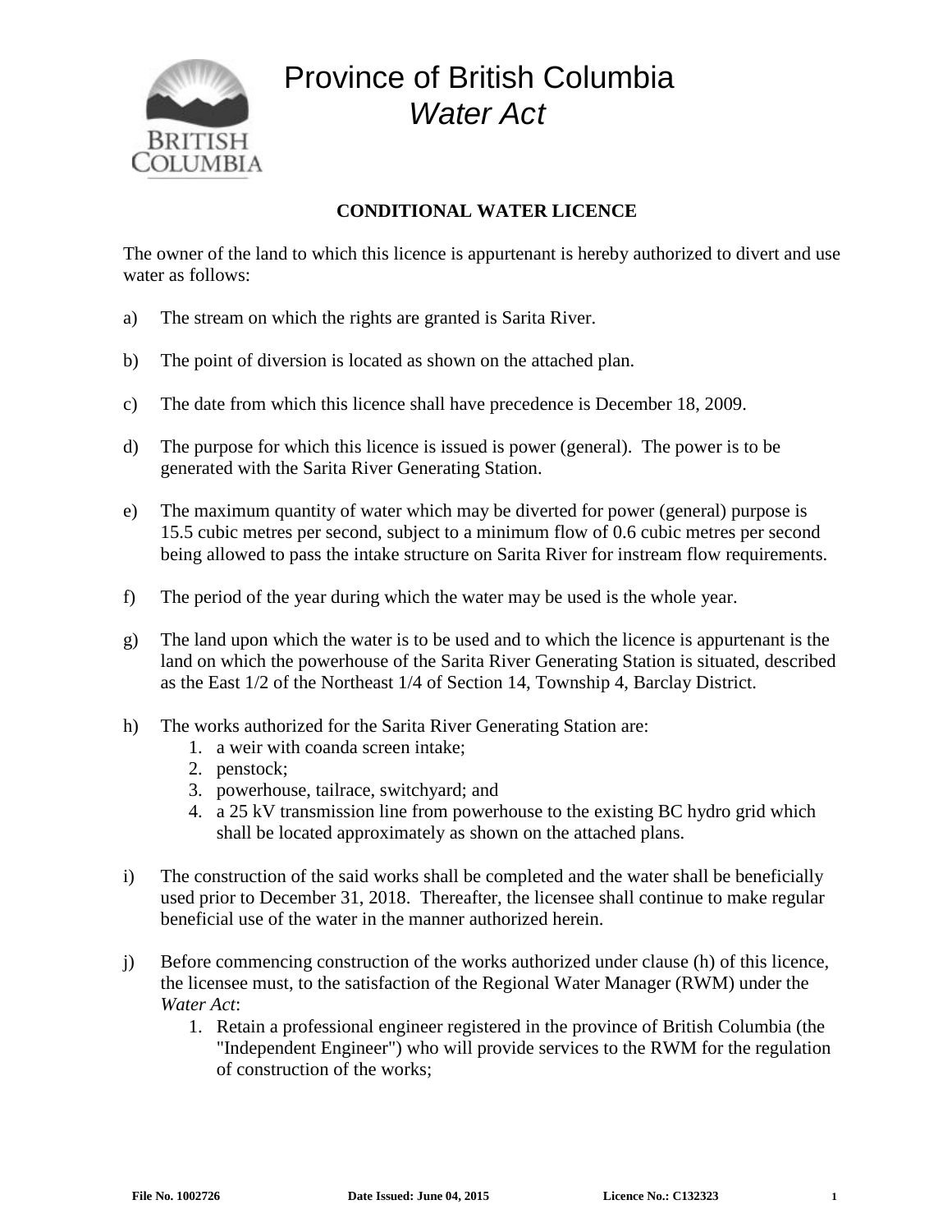# Province of British Columbia
## *Water Act*

### CONDITIONAL WATER LICENCE

The owner of the land to which this licence is appurtenant is hereby authorized to divert and use water as follows:

a) The stream on which the rights are granted is Sarita River.

b) The point of diversion is located as shown on the attached plan.

c) The date from which this licence shall have precedence is December 18, 2009.

d) The purpose for which this licence is issued is power (general). The power is to be generated with the Sarita River Generating Station.

e) The maximum quantity of water which may be diverted for power (general) purpose is 15.5 cubic metres per second, subject to a minimum flow of 0.6 cubic metres per second being allowed to pass the intake structure on Sarita River for instream flow requirements.

f) The period of the year during which the water may be used is the whole year.

g) The land upon which the water is to be used and to which the licence is appurtenant is the land on which the powerhouse of the Sarita River Generating Station is situated, described as the East 1/2 of the Northeast 1/4 of Section 14, Township 4, Barclay District.

h) The works authorized for the Sarita River Generating Station are:
   1. a weir with coanda screen intake;
   2. penstock;
   3. powerhouse, tailrace, switchyard; and
   4. a 25 kV transmission line from powerhouse to the existing BC hydro grid which shall be located approximately as shown on the attached plans.

i) The construction of the said works shall be completed and the water shall be beneficially used prior to December 31, 2018. Thereafter, the licensee shall continue to make regular beneficial use of the water in the manner authorized herein.

j) Before commencing construction of the works authorized under clause (h) of this licence, the licensee must, to the satisfaction of the Regional Water Manager (RWM) under the *Water Act*:
   1. Retain a professional engineer registered in the province of British Columbia (the "Independent Engineer") who will provide services to the RWM for the regulation of construction of the works;

File No. 1002726 Date Issued: June 04, 2015 Licence No.: C132323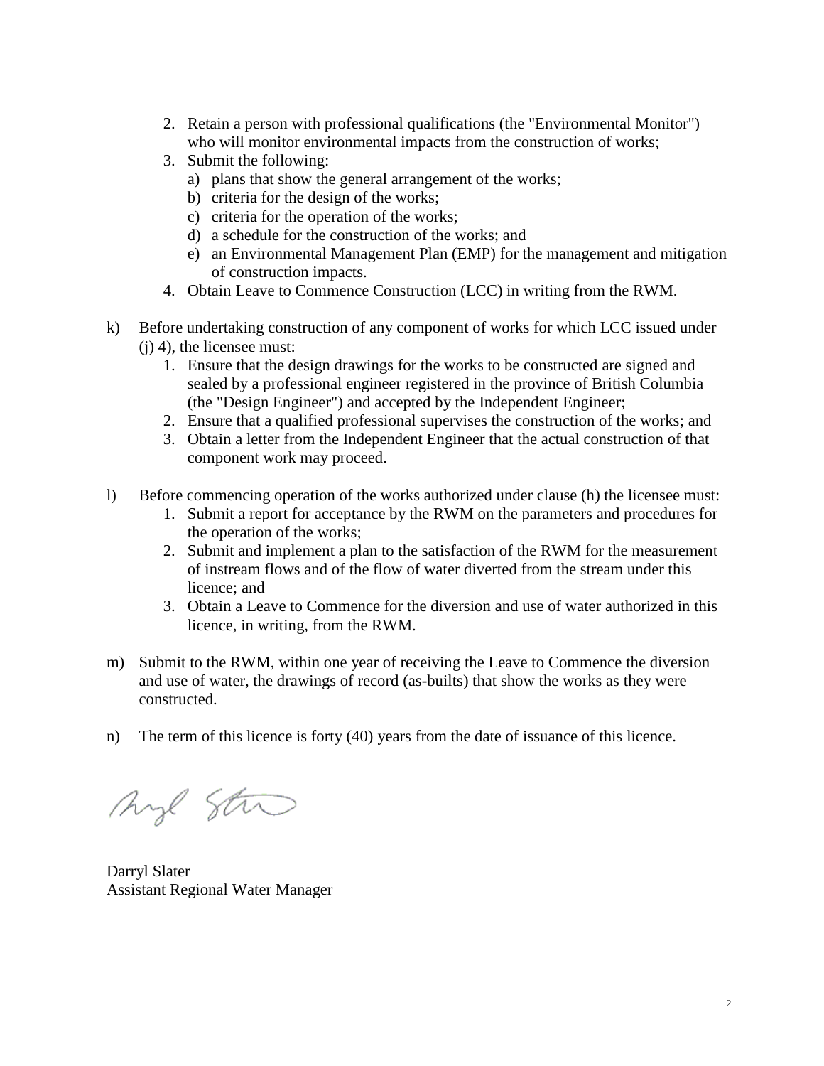2. Retain a person with professional qualifications (the "Environmental Monitor") who will monitor environmental impacts from the construction of works;
3. Submit the following:
   a) plans that show the general arrangement of the works;
   b) criteria for the design of the works;
   c) criteria for the operation of the works;
   d) a schedule for the construction of the works; and
   e) an Environmental Management Plan (EMP) for the management and mitigation of construction impacts.
4. Obtain Leave to Commence Construction (LCC) in writing from the RWM.

k) Before undertaking construction of any component of works for which LCC issued under (j) 4), the licensee must:
   1. Ensure that the design drawings for the works to be constructed are signed and sealed by a professional engineer registered in the province of British Columbia (the "Design Engineer") and accepted by the Independent Engineer;
   2. Ensure that a qualified professional supervises the construction of the works; and
   3. Obtain a letter from the Independent Engineer that the actual construction of that component work may proceed.

l) Before commencing operation of the works authorized under clause (h) the licensee must:
   1. Submit a report for acceptance by the RWM on the parameters and procedures for the operation of the works;
   2. Submit and implement a plan to the satisfaction of the RWM for the measurement of instream flows and of the flow of water diverted from the stream under this licence; and
   3. Obtain a Leave to Commence for the diversion and use of water authorized in this licence, in writing, from the RWM.

m) Submit to the RWM, within one year of receiving the Leave to Commence the diversion and use of water, the drawings of record (as-builts) that show the works as they were constructed.

n) The term of this licence is forty (40) years from the date of issuance of this licence.

Darryl Slater
Assistant Regional Water Manager